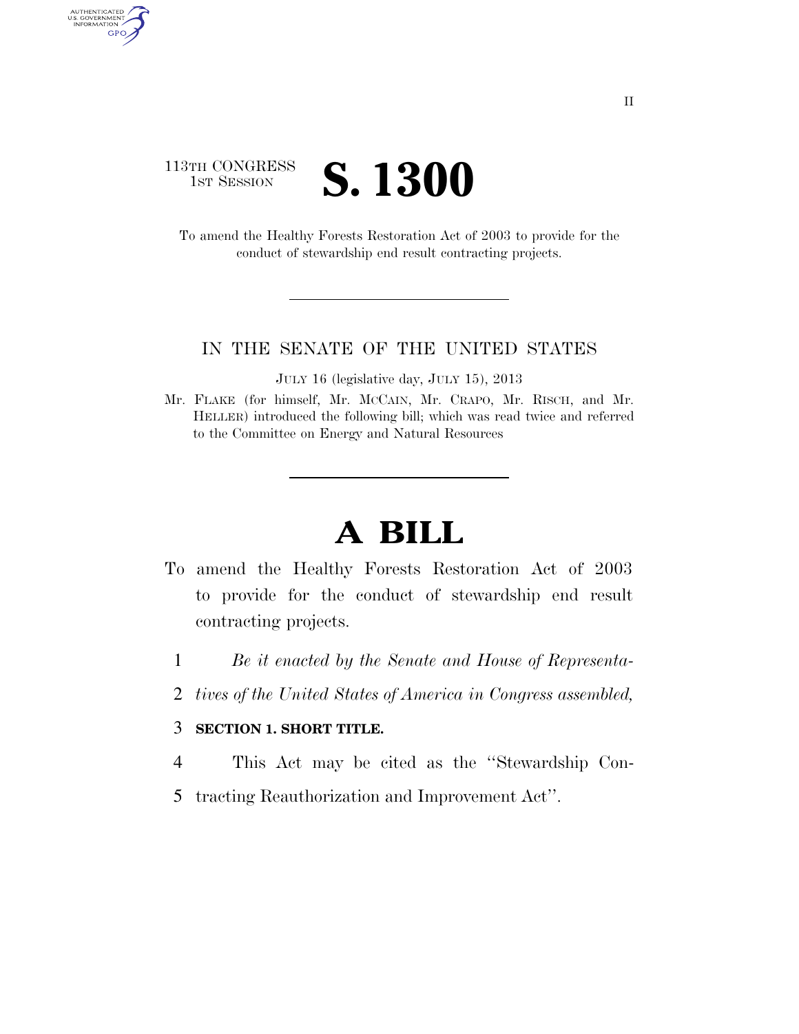113TH CONGRESS
1ST SESSION

# S. 1300

To amend the Healthy Forests Restoration Act of 2003 to provide for the conduct of stewardship end result contracting projects.

IN THE SENATE OF THE UNITED STATES

JULY 16 (legislative day, JULY 15), 2013

Mr. FLAKE (for himself, Mr. MCCAIN, Mr. CRAPO, Mr. RISCH, and Mr. HELLER) introduced the following bill; which was read twice and referred to the Committee on Energy and Natural Resources

# A BILL

To amend the Healthy Forests Restoration Act of 2003 to provide for the conduct of stewardship end result contracting projects.

1 *Be it enacted by the Senate and House of Representa-*
2 *tives of the United States of America in Congress assembled,*

3 **SECTION 1. SHORT TITLE.**

4 This Act may be cited as the ''Stewardship Con-
5 tracting Reauthorization and Improvement Act''.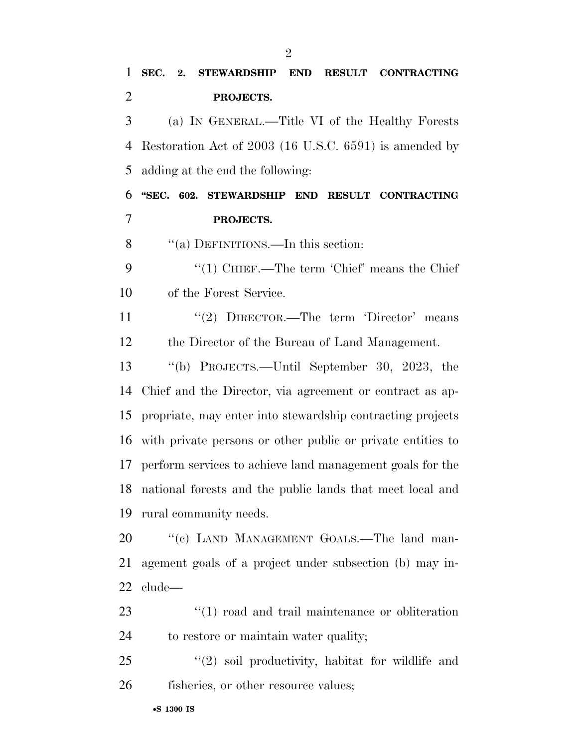**SEC. 2. STEWARDSHIP END RESULT CONTRACTING PROJECTS.**

(a) IN GENERAL.—Title VI of the Healthy Forests Restoration Act of 2003 (16 U.S.C. 6591) is amended by adding at the end the following:

**"SEC. 602. STEWARDSHIP END RESULT CONTRACTING PROJECTS.**

"(a) DEFINITIONS.—In this section:

"(1) CHIEF.—The term 'Chief' means the Chief of the Forest Service.

"(2) DIRECTOR.—The term 'Director' means the Director of the Bureau of Land Management.

"(b) PROJECTS.—Until September 30, 2023, the Chief and the Director, via agreement or contract as appropriate, may enter into stewardship contracting projects with private persons or other public or private entities to perform services to achieve land management goals for the national forests and the public lands that meet local and rural community needs.

"(c) LAND MANAGEMENT GOALS.—The land management goals of a project under subsection (b) may include—

"(1) road and trail maintenance or obliteration to restore or maintain water quality;

"(2) soil productivity, habitat for wildlife and fisheries, or other resource values;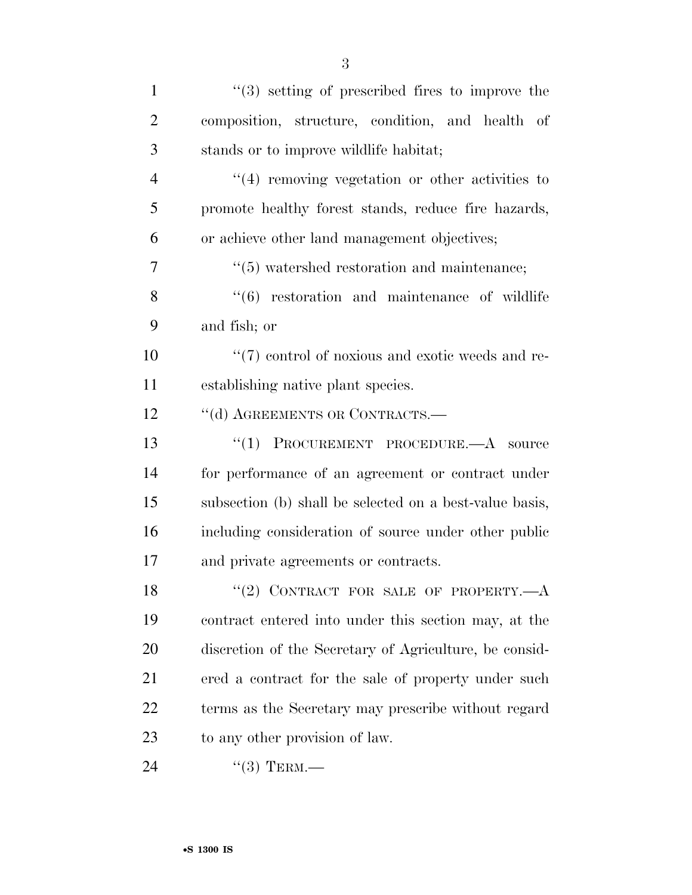''(3) setting of prescribed fires to improve the composition, structure, condition, and health of stands or to improve wildlife habitat;

''(4) removing vegetation or other activities to promote healthy forest stands, reduce fire hazards, or achieve other land management objectives;

''(5) watershed restoration and maintenance;

''(6) restoration and maintenance of wildlife and fish; or

''(7) control of noxious and exotic weeds and reestablishing native plant species.

''(d) AGREEMENTS OR CONTRACTS.—

''(1) PROCUREMENT PROCEDURE.—A source for performance of an agreement or contract under subsection (b) shall be selected on a best-value basis, including consideration of source under other public and private agreements or contracts.

''(2) CONTRACT FOR SALE OF PROPERTY.—A contract entered into under this section may, at the discretion of the Secretary of Agriculture, be considered a contract for the sale of property under such terms as the Secretary may prescribe without regard to any other provision of law.

''(3) TERM.—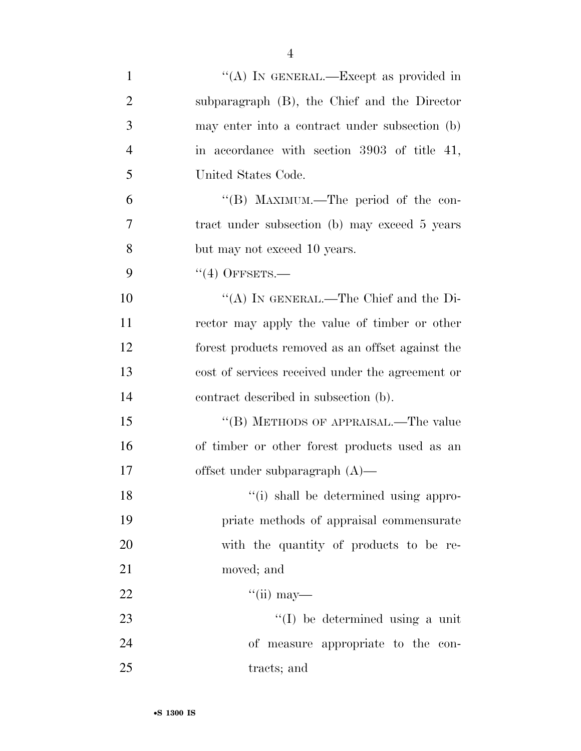"(A) IN GENERAL.—Except as provided in subparagraph (B), the Chief and the Director may enter into a contract under subsection (b) in accordance with section 3903 of title 41, United States Code.

"(B) MAXIMUM.—The period of the contract under subsection (b) may exceed 5 years but may not exceed 10 years.

"(4) OFFSETS.—

"(A) IN GENERAL.—The Chief and the Director may apply the value of timber or other forest products removed as an offset against the cost of services received under the agreement or contract described in subsection (b).

"(B) METHODS OF APPRAISAL.—The value of timber or other forest products used as an offset under subparagraph (A)—

"(i) shall be determined using appropriate methods of appraisal commensurate with the quantity of products to be removed; and

"(ii) may—

"(I) be determined using a unit of measure appropriate to the contracts; and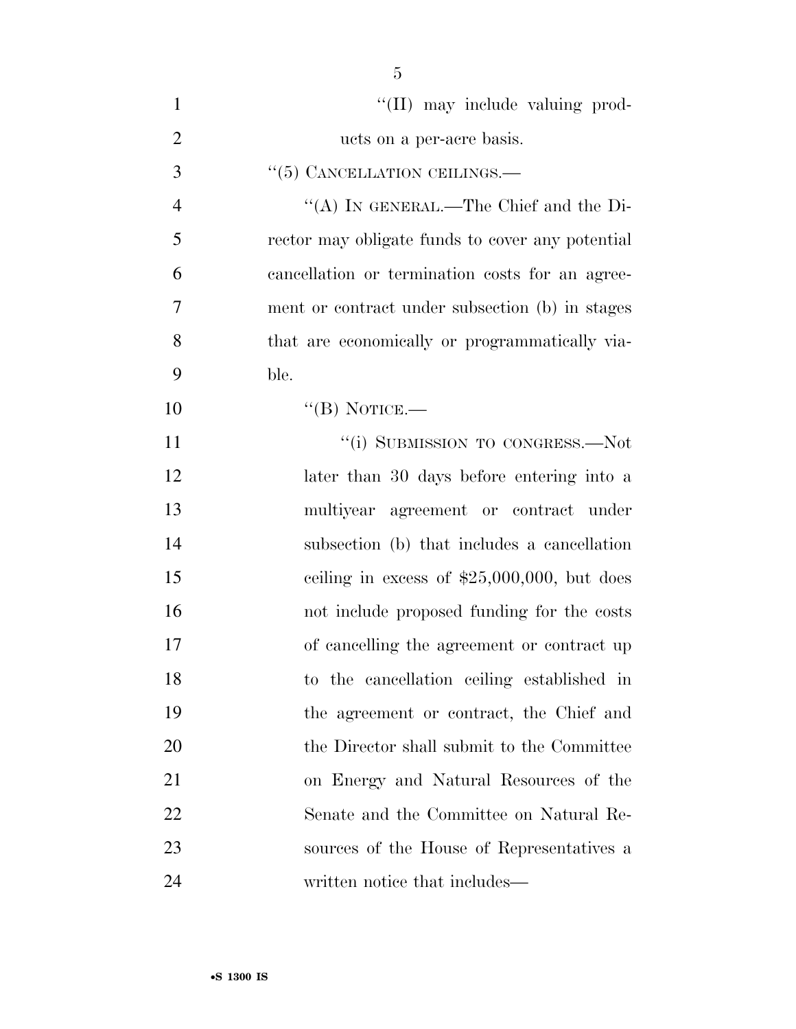"(II) may include valuing products on a per-acre basis.

"(5) CANCELLATION CEILINGS.—

"(A) IN GENERAL.—The Chief and the Director may obligate funds to cover any potential cancellation or termination costs for an agreement or contract under subsection (b) in stages that are economically or programmatically viable.

"(B) NOTICE.—

"(i) SUBMISSION TO CONGRESS.—Not later than 30 days before entering into a multiyear agreement or contract under subsection (b) that includes a cancellation ceiling in excess of $25,000,000, but does not include proposed funding for the costs of cancelling the agreement or contract up to the cancellation ceiling established in the agreement or contract, the Chief and the Director shall submit to the Committee on Energy and Natural Resources of the Senate and the Committee on Natural Resources of the House of Representatives a written notice that includes—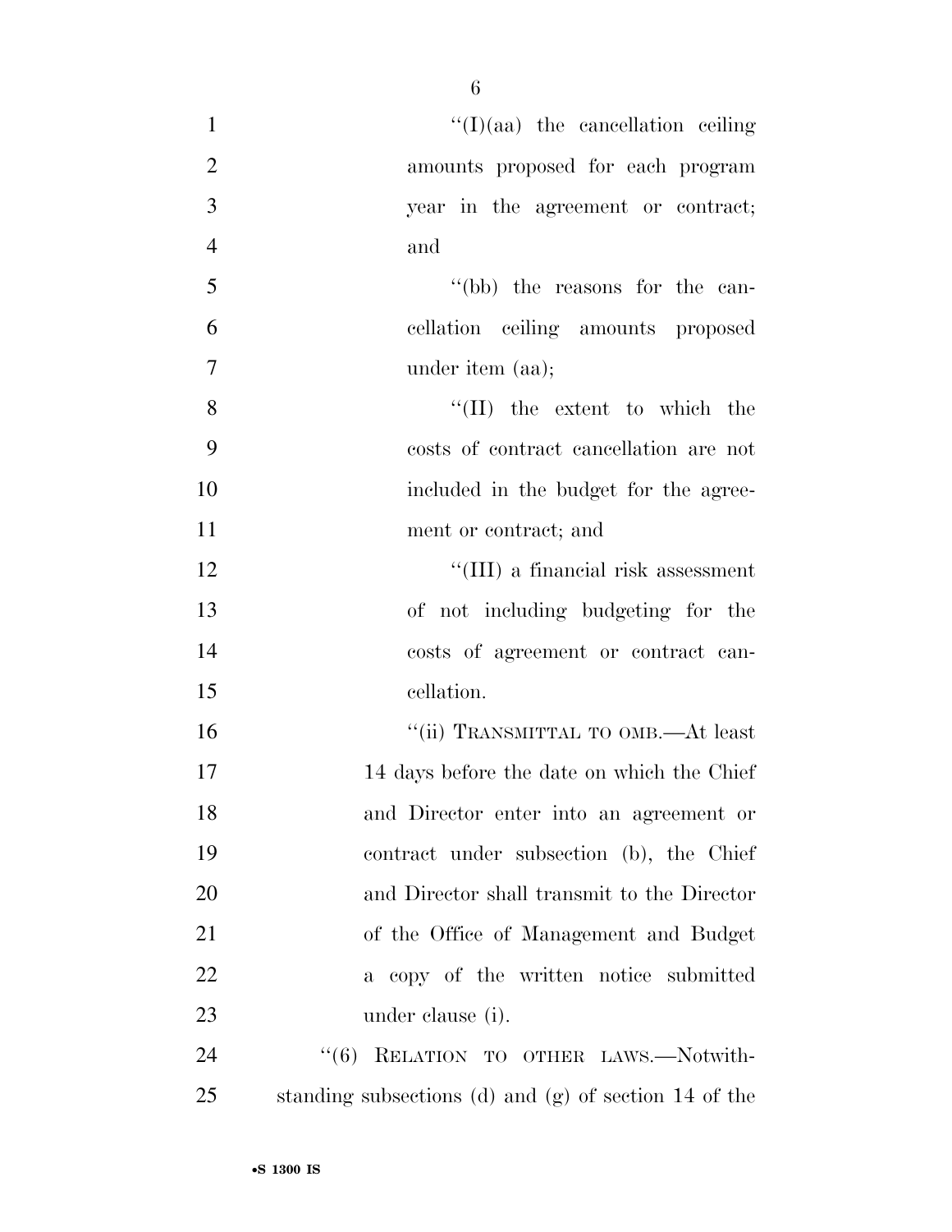"(I)(aa) the cancellation ceiling amounts proposed for each program year in the agreement or contract; and

"(bb) the reasons for the cancellation ceiling amounts proposed under item (aa);

"(II) the extent to which the costs of contract cancellation are not included in the budget for the agreement or contract; and

"(III) a financial risk assessment of not including budgeting for the costs of agreement or contract cancellation.

"(ii) TRANSMITTAL TO OMB.—At least 14 days before the date on which the Chief and Director enter into an agreement or contract under subsection (b), the Chief and Director shall transmit to the Director of the Office of Management and Budget a copy of the written notice submitted under clause (i).

"(6) RELATION TO OTHER LAWS.—Notwithstanding subsections (d) and (g) of section 14 of the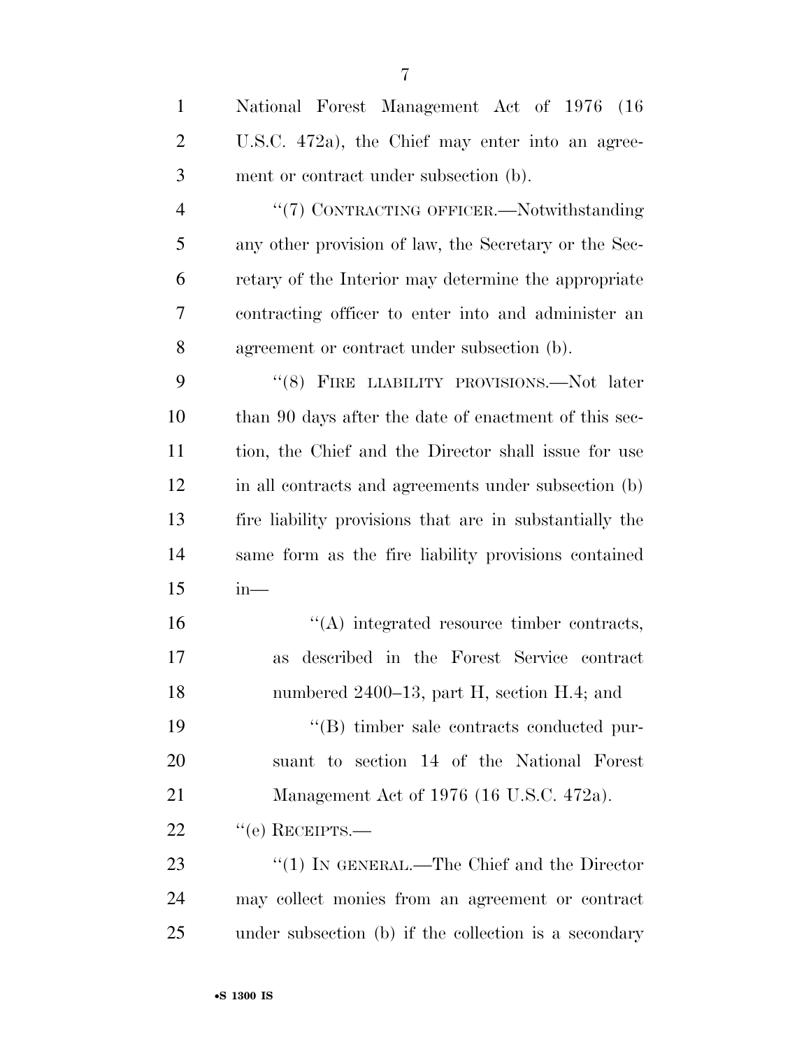National Forest Management Act of 1976 (16 U.S.C. 472a), the Chief may enter into an agreement or contract under subsection (b).

"(7) CONTRACTING OFFICER.—Notwithstanding any other provision of law, the Secretary or the Secretary of the Interior may determine the appropriate contracting officer to enter into and administer an agreement or contract under subsection (b).

"(8) FIRE LIABILITY PROVISIONS.—Not later than 90 days after the date of enactment of this section, the Chief and the Director shall issue for use in all contracts and agreements under subsection (b) fire liability provisions that are in substantially the same form as the fire liability provisions contained in—

"(A) integrated resource timber contracts, as described in the Forest Service contract numbered 2400–13, part H, section H.4; and

"(B) timber sale contracts conducted pursuant to section 14 of the National Forest Management Act of 1976 (16 U.S.C. 472a).

"(e) RECEIPTS.—

"(1) IN GENERAL.—The Chief and the Director may collect monies from an agreement or contract under subsection (b) if the collection is a secondary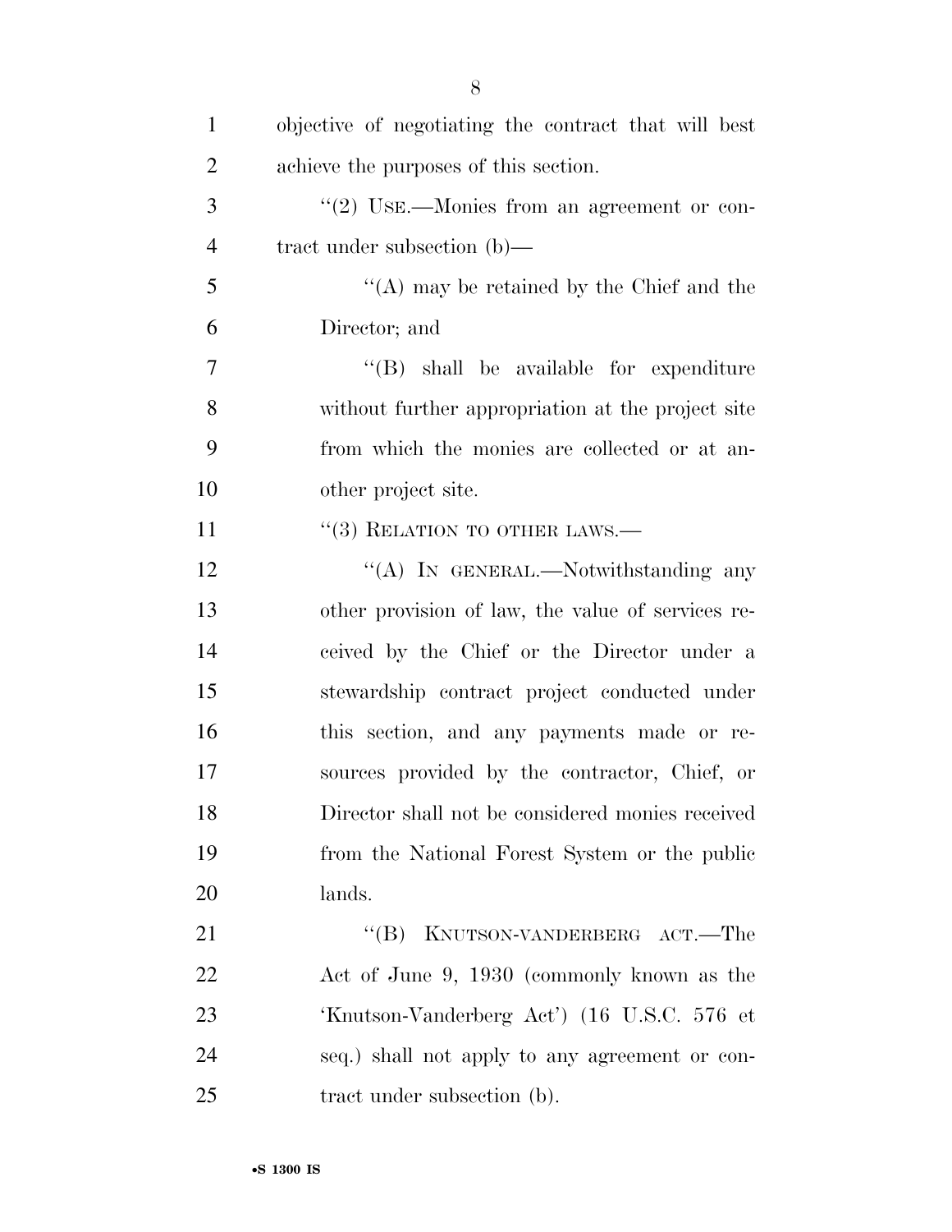objective of negotiating the contract that will best achieve the purposes of this section.

"(2) USE.—Monies from an agreement or contract under subsection (b)—

"(A) may be retained by the Chief and the Director; and

"(B) shall be available for expenditure without further appropriation at the project site from which the monies are collected or at another project site.

"(3) RELATION TO OTHER LAWS.—

"(A) IN GENERAL.—Notwithstanding any other provision of law, the value of services received by the Chief or the Director under a stewardship contract project conducted under this section, and any payments made or resources provided by the contractor, Chief, or Director shall not be considered monies received from the National Forest System or the public lands.

"(B) KNUTSON-VANDERBERG ACT.—The Act of June 9, 1930 (commonly known as the 'Knutson-Vanderberg Act') (16 U.S.C. 576 et seq.) shall not apply to any agreement or contract under subsection (b).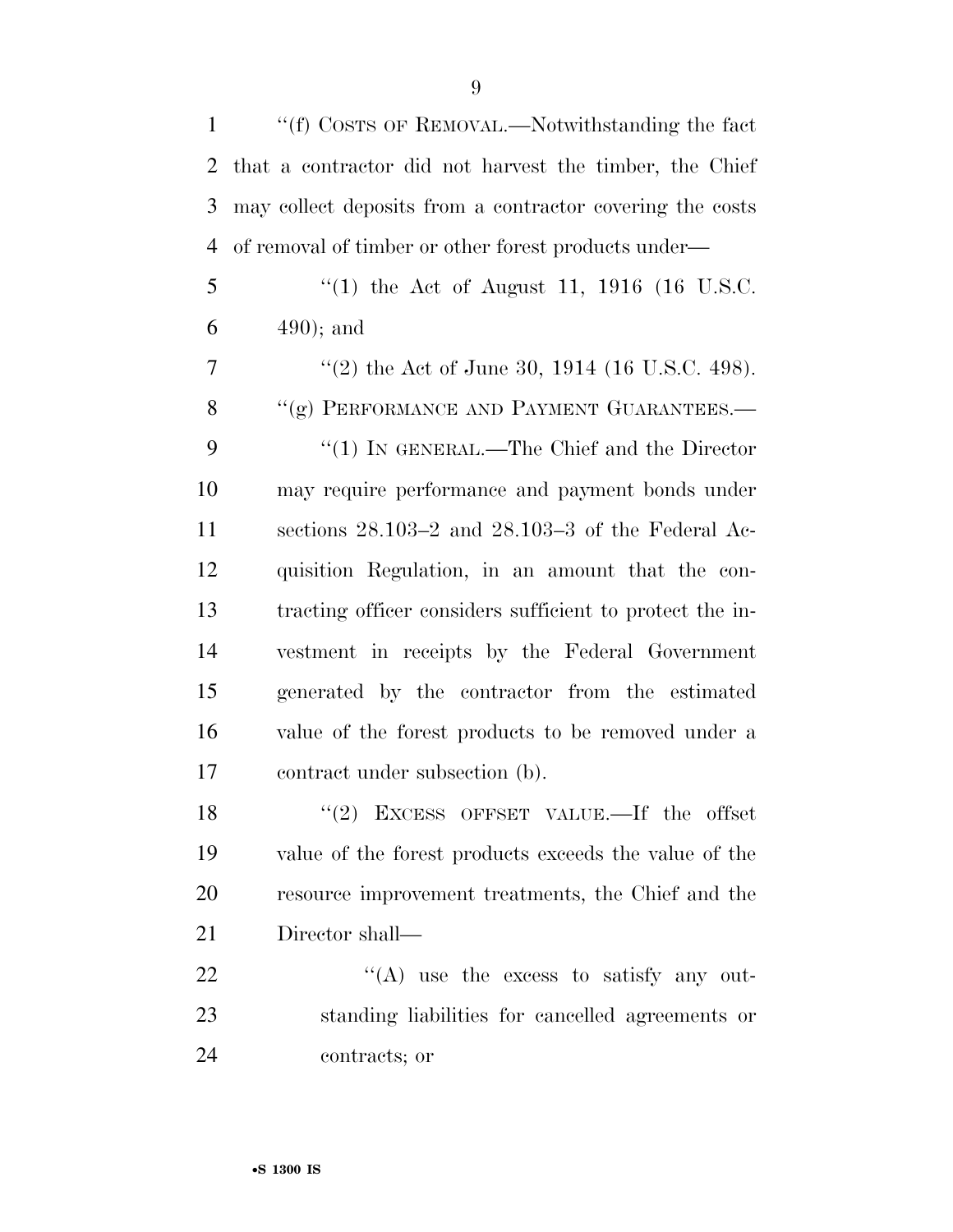"(f) COSTS OF REMOVAL.—Notwithstanding the fact that a contractor did not harvest the timber, the Chief may collect deposits from a contractor covering the costs of removal of timber or other forest products under—

"(1) the Act of August 11, 1916 (16 U.S.C. 490); and

"(2) the Act of June 30, 1914 (16 U.S.C. 498).

"(g) PERFORMANCE AND PAYMENT GUARANTEES.—

"(1) IN GENERAL.—The Chief and the Director may require performance and payment bonds under sections 28.103–2 and 28.103–3 of the Federal Acquisition Regulation, in an amount that the contracting officer considers sufficient to protect the investment in receipts by the Federal Government generated by the contractor from the estimated value of the forest products to be removed under a contract under subsection (b).

"(2) EXCESS OFFSET VALUE.—If the offset value of the forest products exceeds the value of the resource improvement treatments, the Chief and the Director shall—

"(A) use the excess to satisfy any outstanding liabilities for cancelled agreements or contracts; or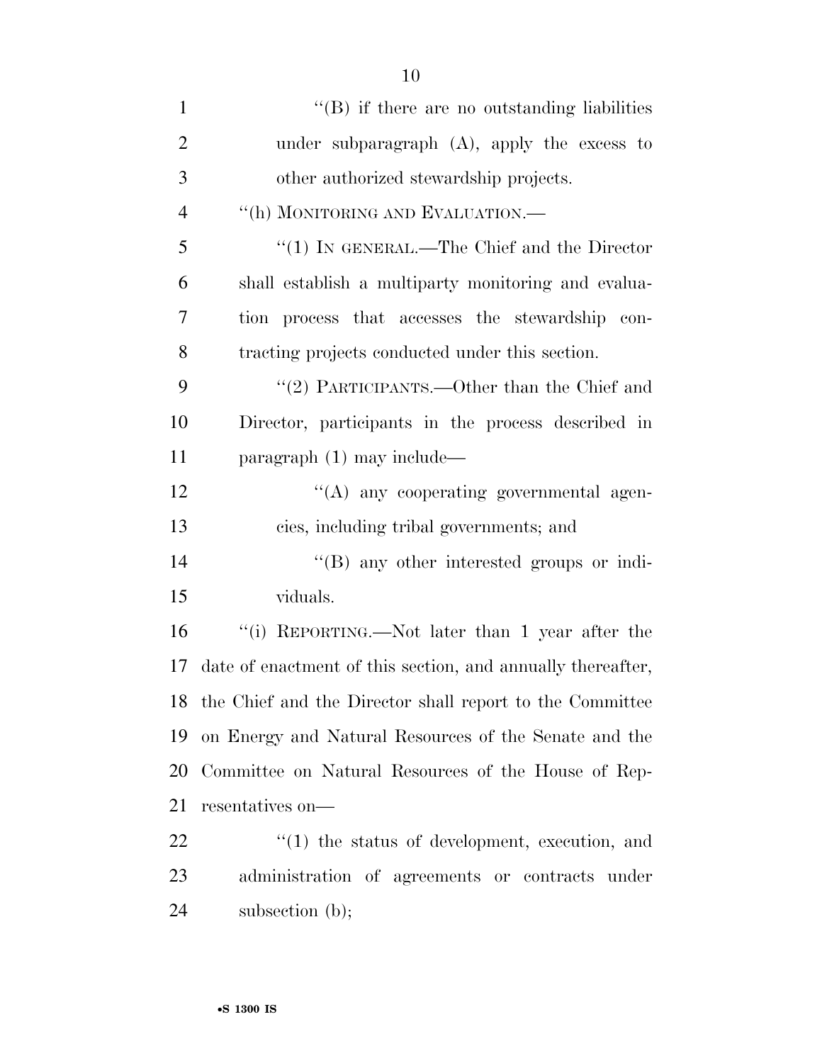''(B) if there are no outstanding liabilities under subparagraph (A), apply the excess to other authorized stewardship projects.

''(h) MONITORING AND EVALUATION.—

''(1) IN GENERAL.—The Chief and the Director shall establish a multiparty monitoring and evaluation process that accesses the stewardship contracting projects conducted under this section.

''(2) PARTICIPANTS.—Other than the Chief and Director, participants in the process described in paragraph (1) may include—

''(A) any cooperating governmental agencies, including tribal governments; and

''(B) any other interested groups or individuals.

''(i) REPORTING.—Not later than 1 year after the date of enactment of this section, and annually thereafter, the Chief and the Director shall report to the Committee on Energy and Natural Resources of the Senate and the Committee on Natural Resources of the House of Representatives on—

''(1) the status of development, execution, and administration of agreements or contracts under subsection (b);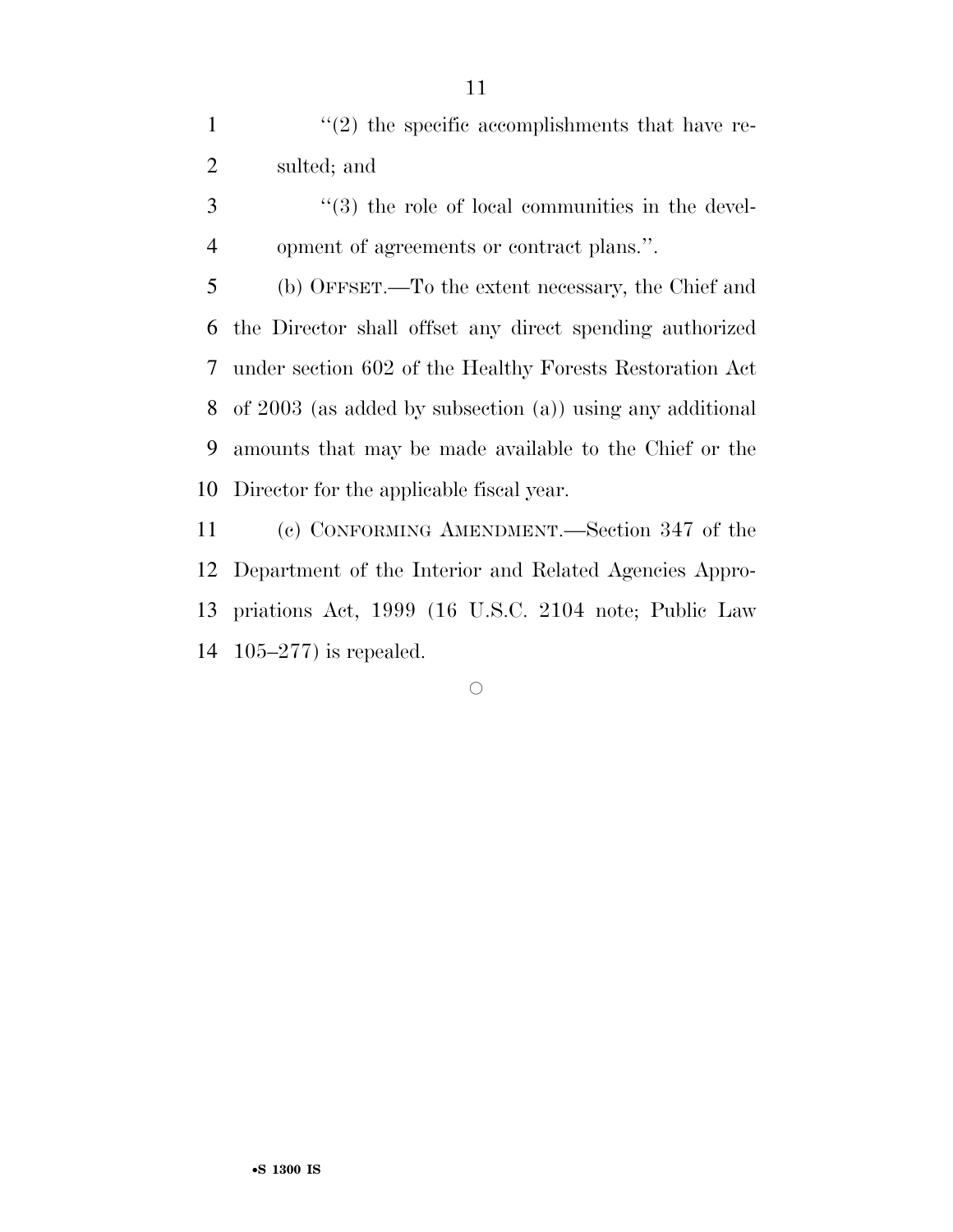"(2) the specific accomplishments that have resulted; and

"(3) the role of local communities in the development of agreements or contract plans.".

(b) OFFSET.—To the extent necessary, the Chief and the Director shall offset any direct spending authorized under section 602 of the Healthy Forests Restoration Act of 2003 (as added by subsection (a)) using any additional amounts that may be made available to the Chief or the Director for the applicable fiscal year.

(c) CONFORMING AMENDMENT.—Section 347 of the Department of the Interior and Related Agencies Appropriations Act, 1999 (16 U.S.C. 2104 note; Public Law 105–277) is repealed.